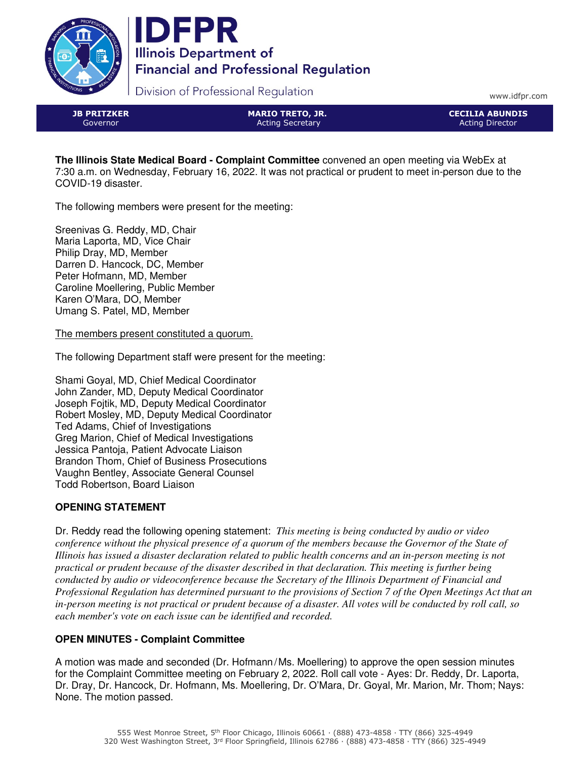# IDFPR
## Illinois Department of Financial and Professional Regulation
Division of Professional Regulation

www.idfpr.com

| JB PRITZKER | MARIO TRETO, JR. | CECILIA ABUNDIS |
|---|---|---|
| Governor | Acting Secretary | Acting Director |

**The Illinois State Medical Board - Complaint Committee** convened an open meeting via WebEx at 7:30 a.m. on Wednesday, February 16, 2022. It was not practical or prudent to meet in-person due to the COVID-19 disaster.

The following members were present for the meeting:

Sreenivas G. Reddy, MD, Chair
Maria Laporta, MD, Vice Chair
Philip Dray, MD, Member
Darren D. Hancock, DC, Member
Peter Hofmann, MD, Member
Caroline Moellering, Public Member
Karen O'Mara, DO, Member
Umang S. Patel, MD, Member

The members present constituted a quorum.

The following Department staff were present for the meeting:

Shami Goyal, MD, Chief Medical Coordinator
John Zander, MD, Deputy Medical Coordinator
Joseph Fojtik, MD, Deputy Medical Coordinator
Robert Mosley, MD, Deputy Medical Coordinator
Ted Adams, Chief of Investigations
Greg Marion, Chief of Medical Investigations
Jessica Pantoja, Patient Advocate Liaison
Brandon Thom, Chief of Business Prosecutions
Vaughn Bentley, Associate General Counsel
Todd Robertson, Board Liaison

**OPENING STATEMENT**

Dr. Reddy read the following opening statement: *This meeting is being conducted by audio or video conference without the physical presence of a quorum of the members because the Governor of the State of Illinois has issued a disaster declaration related to public health concerns and an in-person meeting is not practical or prudent because of the disaster described in that declaration. This meeting is further being conducted by audio or videoconference because the Secretary of the Illinois Department of Financial and Professional Regulation has determined pursuant to the provisions of Section 7 of the Open Meetings Act that an in-person meeting is not practical or prudent because of a disaster. All votes will be conducted by roll call, so each member's vote on each issue can be identified and recorded.*

**OPEN MINUTES - Complaint Committee**

A motion was made and seconded (Dr. Hofmann/Ms. Moellering) to approve the open session minutes for the Complaint Committee meeting on February 2, 2022. Roll call vote - Ayes: Dr. Reddy, Dr. Laporta, Dr. Dray, Dr. Hancock, Dr. Hofmann, Ms. Moellering, Dr. O'Mara, Dr. Goyal, Mr. Marion, Mr. Thom; Nays: None. The motion passed.

555 West Monroe Street, 5th Floor Chicago, Illinois 60661 · (888) 473-4858 · TTY (866) 325-4949
320 West Washington Street, 3rd Floor Springfield, Illinois 62786 · (888) 473-4858 · TTY (866) 325-4949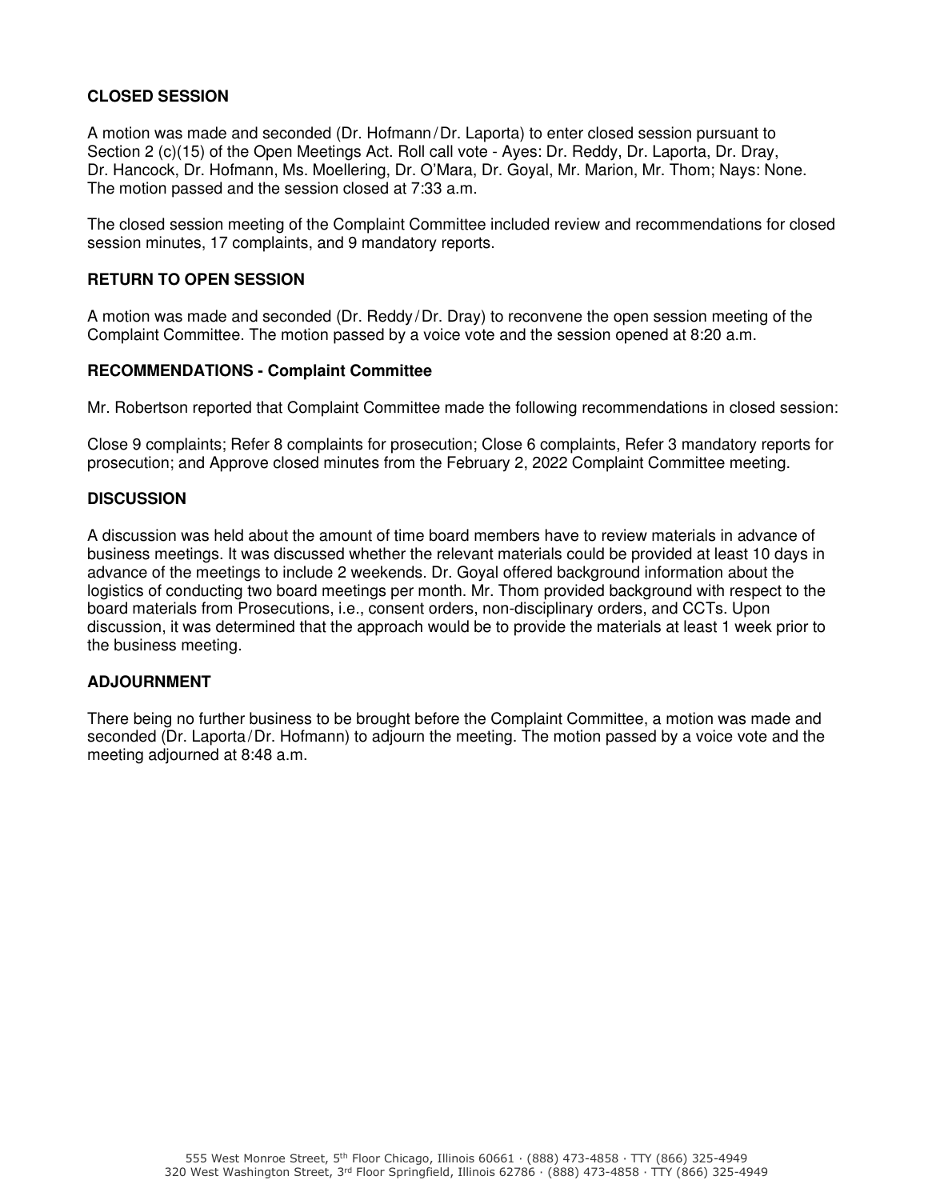## CLOSED SESSION

A motion was made and seconded (Dr. Hofmann / Dr. Laporta) to enter closed session pursuant to Section 2 (c)(15) of the Open Meetings Act. Roll call vote - Ayes: Dr. Reddy, Dr. Laporta, Dr. Dray, Dr. Hancock, Dr. Hofmann, Ms. Moellering, Dr. O'Mara, Dr. Goyal, Mr. Marion, Mr. Thom; Nays: None. The motion passed and the session closed at 7:33 a.m.

The closed session meeting of the Complaint Committee included review and recommendations for closed session minutes, 17 complaints, and 9 mandatory reports.

## RETURN TO OPEN SESSION

A motion was made and seconded (Dr. Reddy / Dr. Dray) to reconvene the open session meeting of the Complaint Committee. The motion passed by a voice vote and the session opened at 8:20 a.m.

## RECOMMENDATIONS - Complaint Committee

Mr. Robertson reported that Complaint Committee made the following recommendations in closed session:

Close 9 complaints; Refer 8 complaints for prosecution; Close 6 complaints, Refer 3 mandatory reports for prosecution; and Approve closed minutes from the February 2, 2022 Complaint Committee meeting.

## DISCUSSION

A discussion was held about the amount of time board members have to review materials in advance of business meetings. It was discussed whether the relevant materials could be provided at least 10 days in advance of the meetings to include 2 weekends. Dr. Goyal offered background information about the logistics of conducting two board meetings per month. Mr. Thom provided background with respect to the board materials from Prosecutions, i.e., consent orders, non-disciplinary orders, and CCTs. Upon discussion, it was determined that the approach would be to provide the materials at least 1 week prior to the business meeting.

## ADJOURNMENT

There being no further business to be brought before the Complaint Committee, a motion was made and seconded (Dr. Laporta / Dr. Hofmann) to adjourn the meeting. The motion passed by a voice vote and the meeting adjourned at 8:48 a.m.